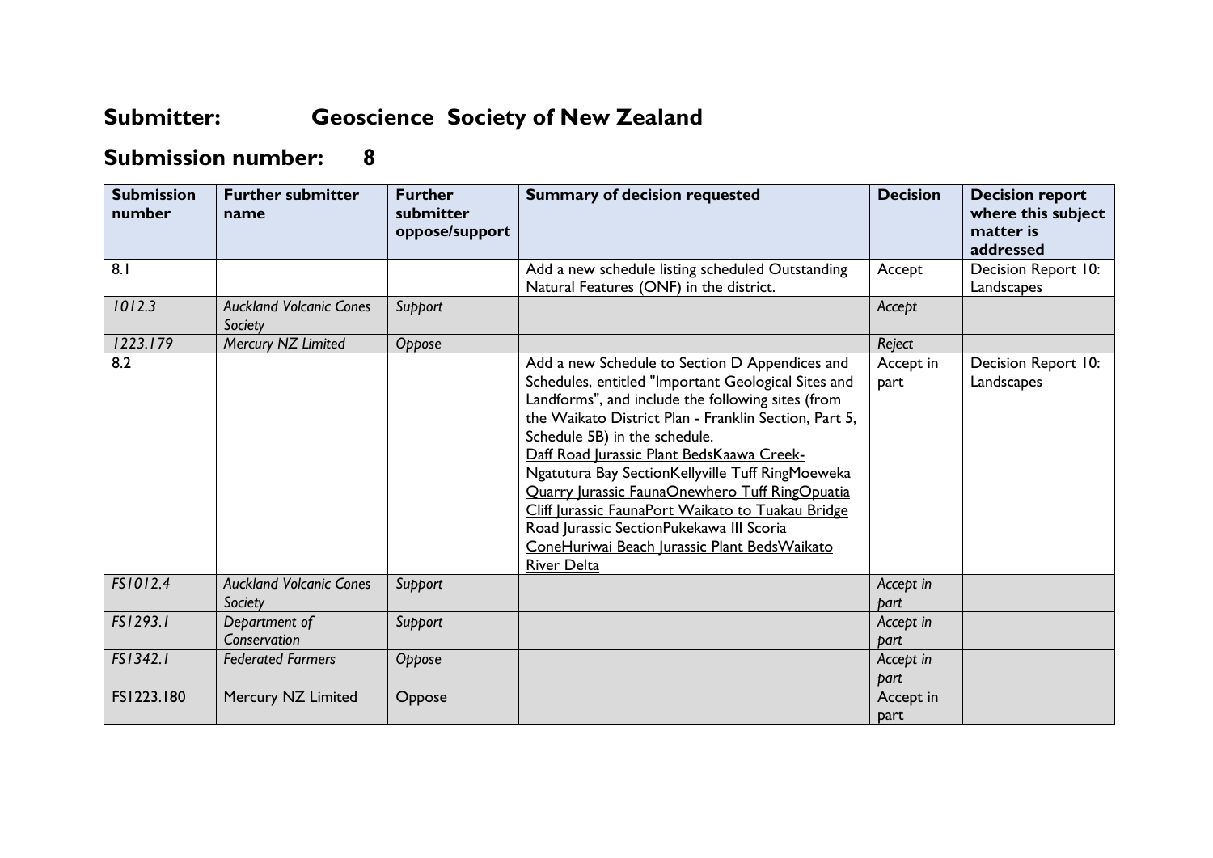# Submitter: Geoscience Society of New Zealand

## Submission number: 8

| Submission number | Further submitter name | Further submitter oppose/support | Summary of decision requested | Decision | Decision report where this subject matter is addressed |
|---|---|---|---|---|---|
| 8.1 | | | Add a new schedule listing scheduled Outstanding Natural Features (ONF) in the district. | Accept | Decision Report 10: Landscapes |
| *1012.3* | *Auckland Volcanic Cones Society* | *Support* | | *Accept* | |
| *1223.179* | *Mercury NZ Limited* | *Oppose* | | *Reject* | |
| 8.2 | | | Add a new Schedule to Section D Appendices and Schedules, entitled "Important Geological Sites and Landforms", and include the following sites (from the Waikato District Plan - Franklin Section, Part 5, Schedule 5B) in the schedule. <u>Daff Road Jurassic Plant BedsKaawa Creek-Ngatutura Bay SectionKellyville Tuff RingMoeweka Quarry Jurassic FaunaOnewhero Tuff RingOpuatia Cliff Jurassic FaunaPort Waikato to Tuakau Bridge Road Jurassic SectionPukekawa III Scoria ConeHuriwai Beach Jurassic Plant BedsWaikato River Delta</u> | Accept in part | Decision Report 10: Landscapes |
| *FS1012.4* | *Auckland Volcanic Cones Society* | *Support* | | *Accept in part* | |
| *FS1293.1* | *Department of Conservation* | *Support* | | *Accept in part* | |
| *FS1342.1* | *Federated Farmers* | *Oppose* | | *Accept in part* | |
| FS1223.180 | Mercury NZ Limited | Oppose | | Accept in part | |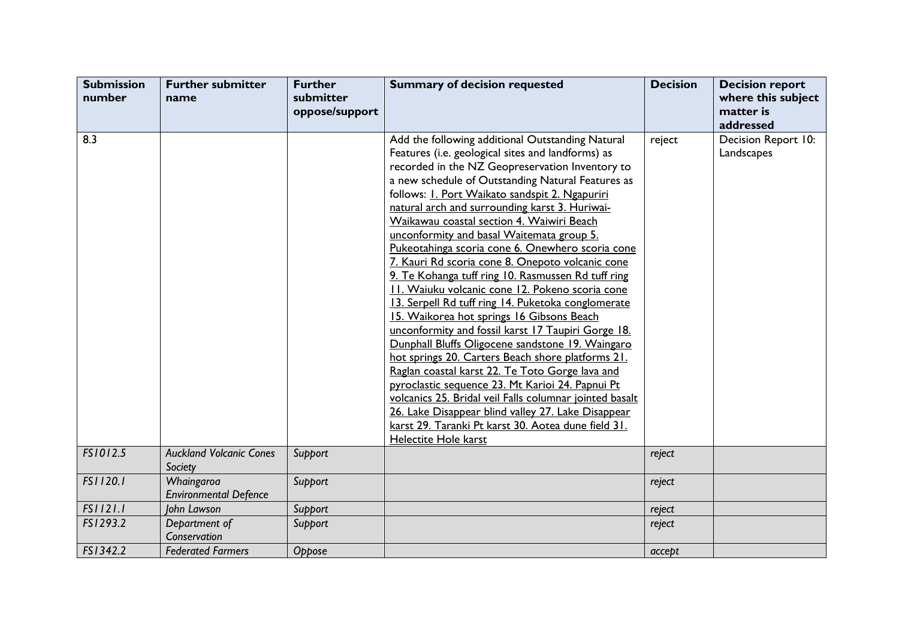| Submission number | Further submitter name | Further submitter oppose/support | Summary of decision requested | Decision | Decision report where this subject matter is addressed |
|---|---|---|---|---|---|
| 8.3 | | | Add the following additional Outstanding Natural Features (i.e. geological sites and landforms) as recorded in the NZ Geopreservation Inventory to a new schedule of Outstanding Natural Features as follows: <u>1. Port Waikato sandspit 2. Ngapuriri natural arch and surrounding karst 3. Huriwai-Waikawau coastal section 4. Waiwiri Beach unconformity and basal Waitemata group 5. Pukeotahinga scoria cone 6. Onewhero scoria cone 7. Kauri Rd scoria cone 8. Onepoto volcanic cone 9. Te Kohanga tuff ring 10. Rasmussen Rd tuff ring 11. Waiuku volcanic cone 12. Pokeno scoria cone 13. Serpell Rd tuff ring 14. Puketoka conglomerate 15. Waikorea hot springs 16 Gibsons Beach unconformity and fossil karst 17 Taupiri Gorge 18. Dunphall Bluffs Oligocene sandstone 19. Waingaro hot springs 20. Carters Beach shore platforms 21. Raglan coastal karst 22. Te Toto Gorge lava and pyroclastic sequence 23. Mt Karioi 24. Papnui Pt volcanics 25. Bridal veil Falls columnar jointed basalt 26. Lake Disappear blind valley 27. Lake Disappear karst 29. Taranki Pt karst 30. Aotea dune field 31. Helectite Hole karst</u> | reject | Decision Report 10: Landscapes |
| *FS1012.5* | *Auckland Volcanic Cones Society* | *Support* | | *reject* | |
| *FS1120.1* | *Whaingaroa Environmental Defence* | *Support* | | *reject* | |
| *FS1121.1* | *John Lawson* | *Support* | | *reject* | |
| *FS1293.2* | *Department of Conservation* | *Support* | | *reject* | |
| *FS1342.2* | *Federated Farmers* | *Oppose* | | *accept* | |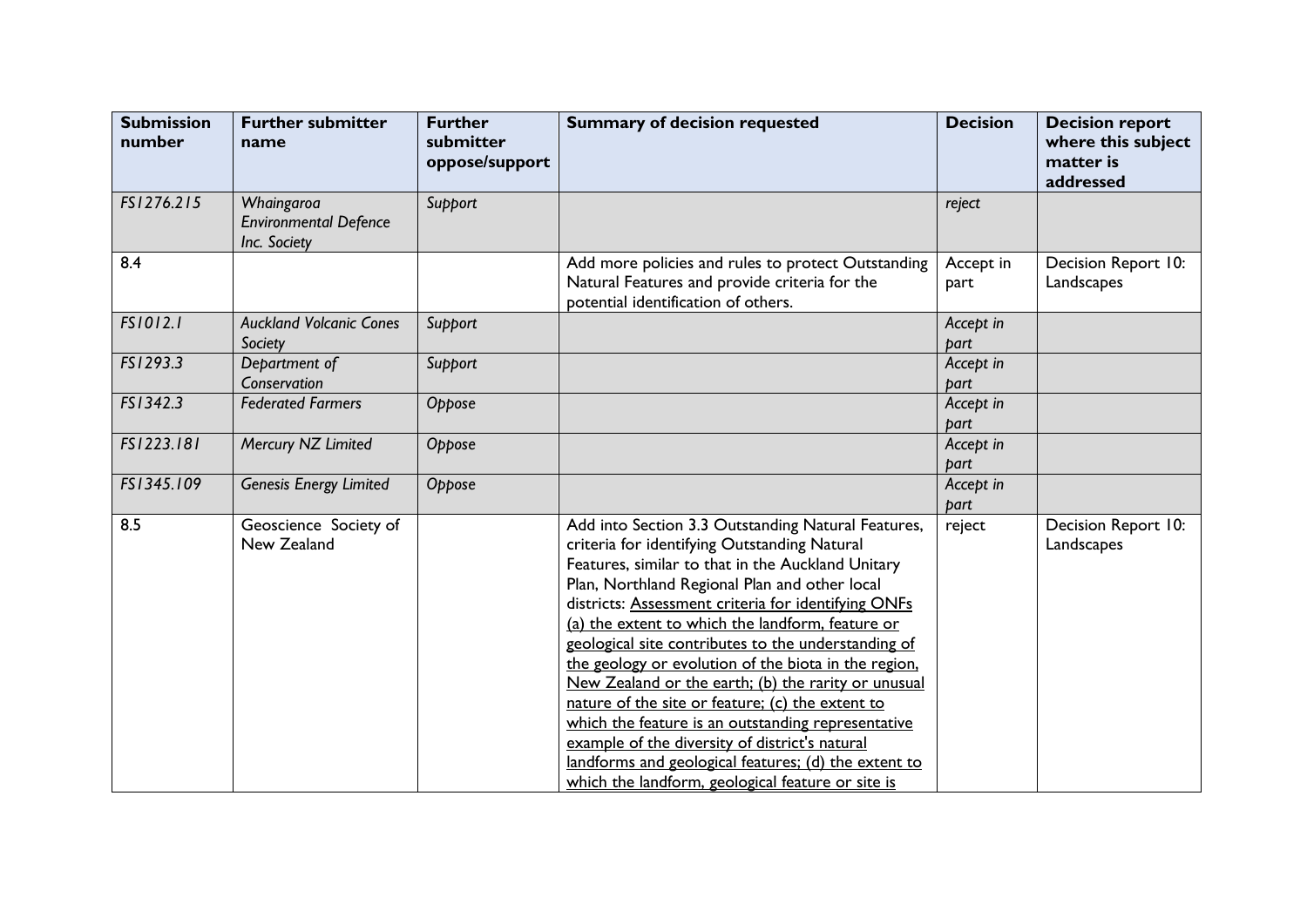| Submission number | Further submitter name | Further submitter oppose/support | Summary of decision requested | Decision | Decision report where this subject matter is addressed |
|---|---|---|---|---|---|
| *FS1276.215* | *Whaingaroa Environmental Defence Inc. Society* | *Support* | | *reject* | |
| 8.4 | | | Add more policies and rules to protect Outstanding Natural Features and provide criteria for the potential identification of others. | Accept in part | Decision Report 10: Landscapes |
| *FS1012.1* | *Auckland Volcanic Cones Society* | *Support* | | *Accept in part* | |
| *FS1293.3* | *Department of Conservation* | *Support* | | *Accept in part* | |
| *FS1342.3* | *Federated Farmers* | *Oppose* | | *Accept in part* | |
| *FS1223.181* | *Mercury NZ Limited* | *Oppose* | | *Accept in part* | |
| *FS1345.109* | *Genesis Energy Limited* | *Oppose* | | *Accept in part* | |
| 8.5 | Geoscience Society of New Zealand | | Add into Section 3.3 Outstanding Natural Features, criteria for identifying Outstanding Natural Features, similar to that in the Auckland Unitary Plan, Northland Regional Plan and other local districts: <u>Assessment criteria for identifying ONFs (a) the extent to which the landform, feature or geological site contributes to the understanding of the geology or evolution of the biota in the region, New Zealand or the earth; (b) the rarity or unusual nature of the site or feature; (c) the extent to which the feature is an outstanding representative example of the diversity of district's natural landforms and geological features; (d) the extent to which the landform, geological feature or site is</u> | reject | Decision Report 10: Landscapes |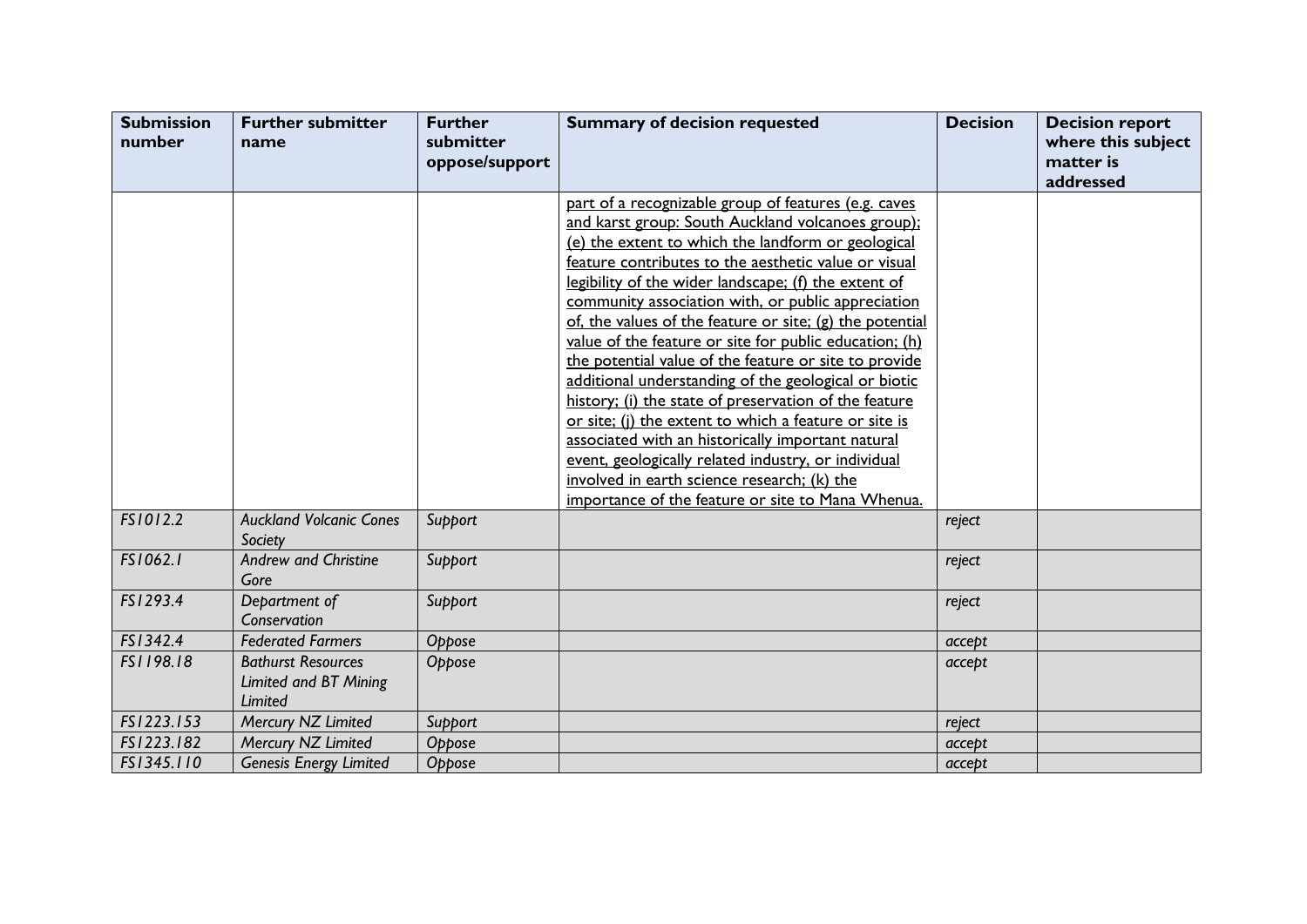| Submission number | Further submitter name | Further submitter oppose/support | Summary of decision requested | Decision | Decision report where this subject matter is addressed |
|---|---|---|---|---|---|
| | | | part of a recognizable group of features (e.g. caves and karst group: South Auckland volcanoes group); (e) the extent to which the landform or geological feature contributes to the aesthetic value or visual legibility of the wider landscape; (f) the extent of community association with, or public appreciation of, the values of the feature or site; (g) the potential value of the feature or site for public education; (h) the potential value of the feature or site to provide additional understanding of the geological or biotic history; (i) the state of preservation of the feature or site; (j) the extent to which a feature or site is associated with an historically important natural event, geologically related industry, or individual involved in earth science research; (k) the importance of the feature or site to Mana Whenua. | | |
| *FS1012.2* | *Auckland Volcanic Cones Society* | *Support* | | *reject* | |
| *FS1062.1* | *Andrew and Christine Gore* | *Support* | | *reject* | |
| *FS1293.4* | *Department of Conservation* | *Support* | | *reject* | |
| *FS1342.4* | *Federated Farmers* | *Oppose* | | *accept* | |
| *FS1198.18* | *Bathurst Resources Limited and BT Mining Limited* | *Oppose* | | *accept* | |
| *FS1223.153* | *Mercury NZ Limited* | *Support* | | *reject* | |
| *FS1223.182* | *Mercury NZ Limited* | *Oppose* | | *accept* | |
| *FS1345.110* | *Genesis Energy Limited* | *Oppose* | | *accept* | |